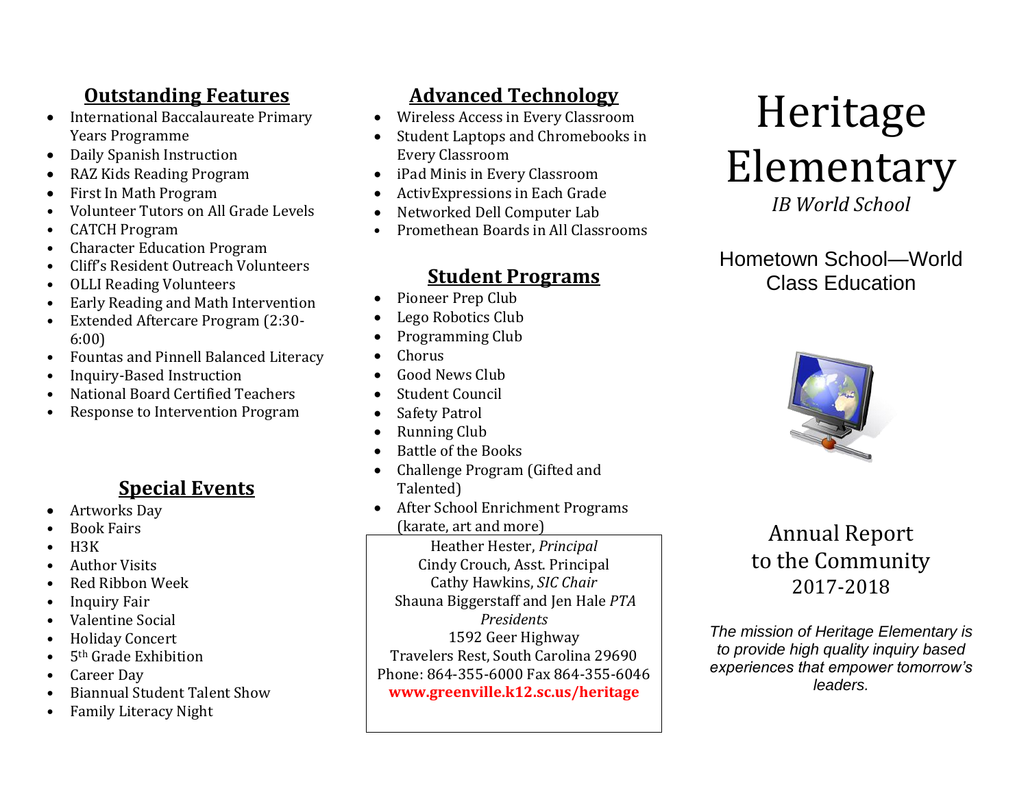## Outstanding Features

- International Baccalaureate Primary Years Programme
- Daily Spanish Instruction
- RAZ Kids Reading Program
- First In Math Program
- Volunteer Tutors on All Grade Levels
- CATCH Program
- Character Education Program
- Cliff's Resident Outreach Volunteers
- OLLI Reading Volunteers
- Early Reading and Math Intervention
- Extended Aftercare Program (2:30-6:00)
- Fountas and Pinnell Balanced Literacy
- Inquiry-Based Instruction
- National Board Certified Teachers
- Response to Intervention Program

## Special Events

- Artworks Day
- Book Fairs
- H3K
- Author Visits
- Red Ribbon Week
- Inquiry Fair
- Valentine Social
- Holiday Concert
- 5th Grade Exhibition
- Career Day
- Biannual Student Talent Show
- Family Literacy Night

## Advanced Technology

- Wireless Access in Every Classroom
- Student Laptops and Chromebooks in Every Classroom
- iPad Minis in Every Classroom
- ActivExpressions in Each Grade
- Networked Dell Computer Lab
- Promethean Boards in All Classrooms

## Student Programs

- Pioneer Prep Club
- Lego Robotics Club
- Programming Club
- Chorus
- Good News Club
- Student Council
- Safety Patrol
- Running Club
- Battle of the Books
- Challenge Program (Gifted and Talented)
- After School Enrichment Programs (karate, art and more)

Heather Hester, *Principal*
Cindy Crouch, Asst. Principal
Cathy Hawkins, *SIC Chair*
Shauna Biggerstaff and Jen Hale *PTA Presidents*
1592 Geer Highway
Travelers Rest, South Carolina 29690
Phone: 864-355-6000 Fax 864-355-6046
**www.greenville.k12.sc.us/heritage**

# Heritage Elementary

*IB World School*

Hometown School—World Class Education

Annual Report to the Community 2017-2018

*The mission of Heritage Elementary is to provide high quality inquiry based experiences that empower tomorrow's leaders.*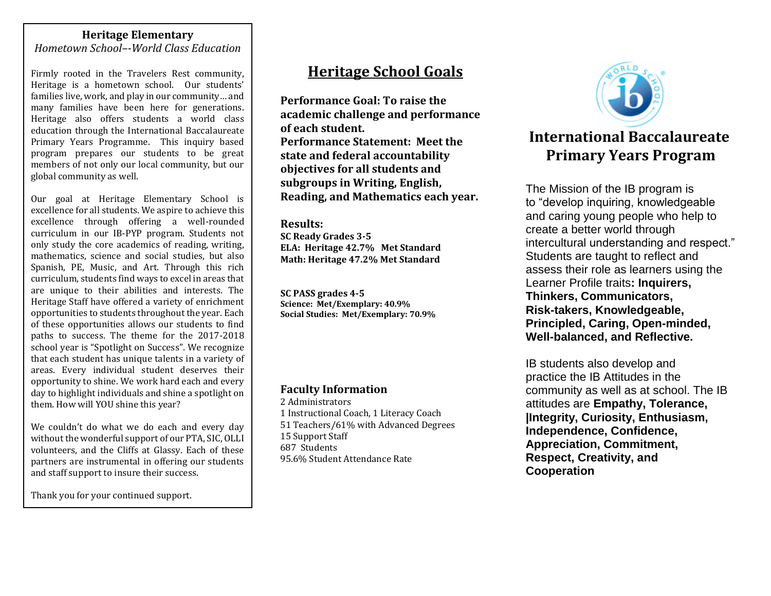**Heritage Elementary**

*Hometown School–-World Class Education*

Firmly rooted in the Travelers Rest community, Heritage is a hometown school. Our students' families live, work, and play in our community… and many families have been here for generations. Heritage also offers students a world class education through the International Baccalaureate Primary Years Programme. This inquiry based program prepares our students to be great members of not only our local community, but our global community as well.

Our goal at Heritage Elementary School is excellence for all students. We aspire to achieve this excellence through offering a well-rounded curriculum in our IB-PYP program. Students not only study the core academics of reading, writing, mathematics, science and social studies, but also Spanish, PE, Music, and Art. Through this rich curriculum, students find ways to excel in areas that are unique to their abilities and interests. The Heritage Staff have offered a variety of enrichment opportunities to students throughout the year. Each of these opportunities allows our students to find paths to success. The theme for the 2017-2018 school year is "Spotlight on Success". We recognize that each student has unique talents in a variety of areas. Every individual student deserves their opportunity to shine. We work hard each and every day to highlight individuals and shine a spotlight on them. How will YOU shine this year?

We couldn't do what we do each and every day without the wonderful support of our PTA, SIC, OLLI volunteers, and the Cliffs at Glassy. Each of these partners are instrumental in offering our students and staff support to insure their success.

Thank you for your continued support.

## Heritage School Goals

**Performance Goal: To raise the academic challenge and performance of each student.**
**Performance Statement: Meet the state and federal accountability objectives for all students and subgroups in Writing, English, Reading, and Mathematics each year.**

### Results:

**SC Ready Grades 3-5**
**ELA: Heritage 42.7% Met Standard**
**Math: Heritage 47.2% Met Standard**

**SC PASS grades 4-5**
**Science: Met/Exemplary: 40.9%**
**Social Studies: Met/Exemplary: 70.9%**

### Faculty Information

2 Administrators
1 Instructional Coach, 1 Literacy Coach
51 Teachers/61% with Advanced Degrees
15 Support Staff
687 Students
95.6% Student Attendance Rate

## International Baccalaureate Primary Years Program

The Mission of the IB program is to "develop inquiring, knowledgeable and caring young people who help to create a better world through intercultural understanding and respect." Students are taught to reflect and assess their role as learners using the Learner Profile traits**: Inquirers, Thinkers, Communicators, Risk-takers, Knowledgeable, Principled, Caring, Open-minded, Well-balanced, and Reflective.**

IB students also develop and practice the IB Attitudes in the community as well as at school. The IB attitudes are **Empathy, Tolerance, |Integrity, Curiosity, Enthusiasm, Independence, Confidence, Appreciation, Commitment, Respect, Creativity, and Cooperation**